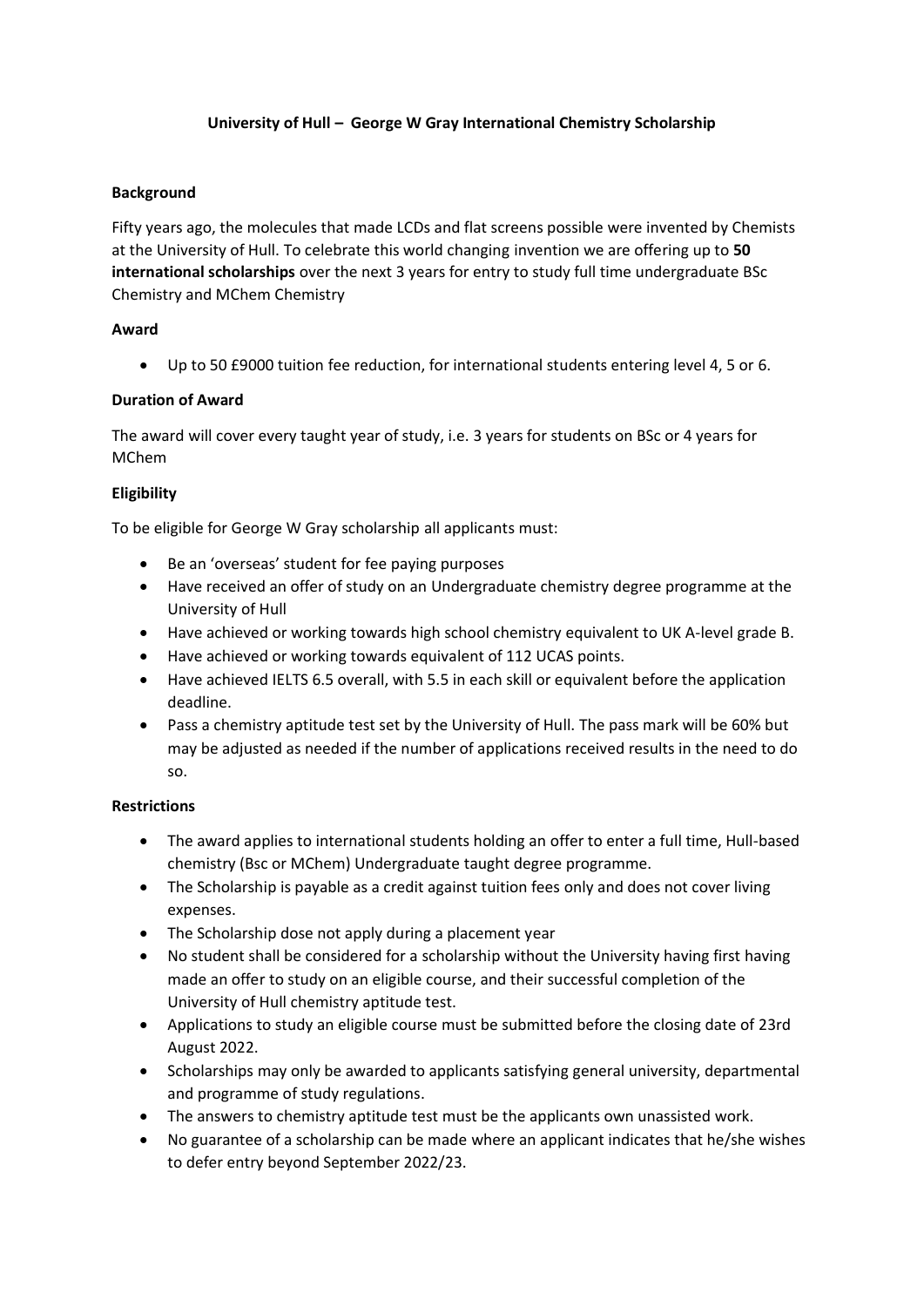# University of Hull – George W Gray International Chemistry Scholarship

## Background

Fifty years ago, the molecules that made LCDs and flat screens possible were invented by Chemists at the University of Hull. To celebrate this world changing invention we are offering up to **50 international scholarships** over the next 3 years for entry to study full time undergraduate BSc Chemistry and MChem Chemistry

## Award

- Up to 50 £9000 tuition fee reduction, for international students entering level 4, 5 or 6.

## Duration of Award

The award will cover every taught year of study, i.e. 3 years for students on BSc or 4 years for MChem

## Eligibility

To be eligible for George W Gray scholarship all applicants must:

- Be an 'overseas' student for fee paying purposes
- Have received an offer of study on an Undergraduate chemistry degree programme at the University of Hull
- Have achieved or working towards high school chemistry equivalent to UK A-level grade B.
- Have achieved or working towards equivalent of 112 UCAS points.
- Have achieved IELTS 6.5 overall, with 5.5 in each skill or equivalent before the application deadline.
- Pass a chemistry aptitude test set by the University of Hull. The pass mark will be 60% but may be adjusted as needed if the number of applications received results in the need to do so.

## Restrictions

- The award applies to international students holding an offer to enter a full time, Hull-based chemistry (Bsc or MChem) Undergraduate taught degree programme.
- The Scholarship is payable as a credit against tuition fees only and does not cover living expenses.
- The Scholarship dose not apply during a placement year
- No student shall be considered for a scholarship without the University having first having made an offer to study on an eligible course, and their successful completion of the University of Hull chemistry aptitude test.
- Applications to study an eligible course must be submitted before the closing date of 23rd August 2022.
- Scholarships may only be awarded to applicants satisfying general university, departmental and programme of study regulations.
- The answers to chemistry aptitude test must be the applicants own unassisted work.
- No guarantee of a scholarship can be made where an applicant indicates that he/she wishes to defer entry beyond September 2022/23.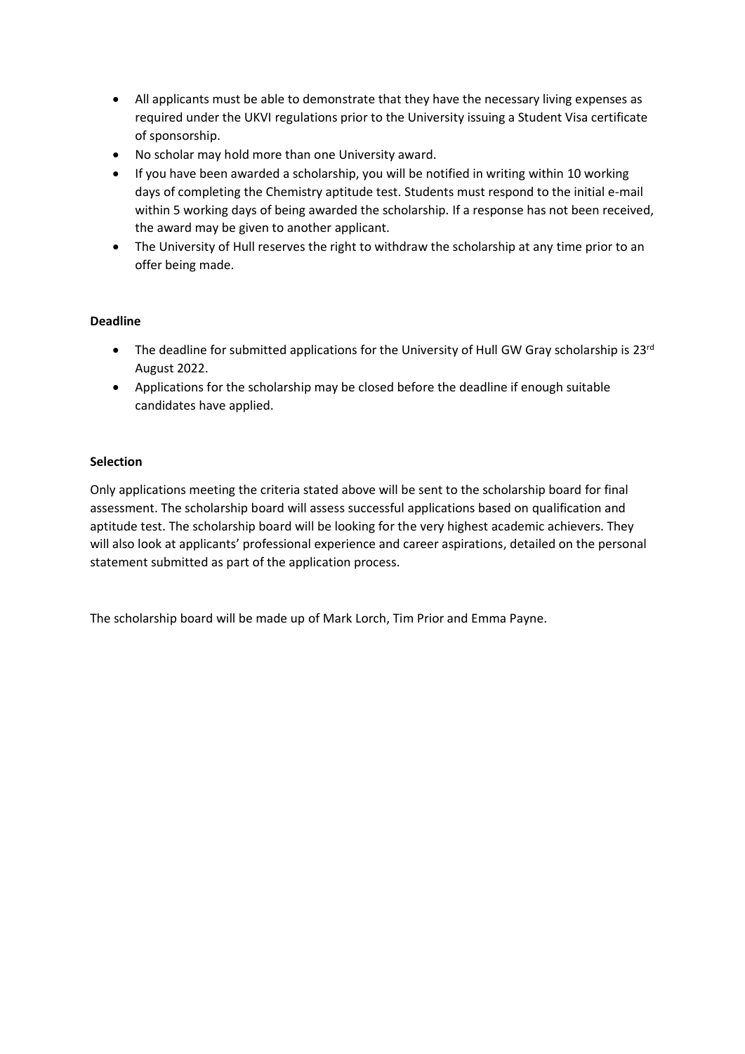- All applicants must be able to demonstrate that they have the necessary living expenses as required under the UKVI regulations prior to the University issuing a Student Visa certificate of sponsorship.
- No scholar may hold more than one University award.
- If you have been awarded a scholarship, you will be notified in writing within 10 working days of completing the Chemistry aptitude test. Students must respond to the initial e-mail within 5 working days of being awarded the scholarship. If a response has not been received, the award may be given to another applicant.
- The University of Hull reserves the right to withdraw the scholarship at any time prior to an offer being made.

**Deadline**

- The deadline for submitted applications for the University of Hull GW Gray scholarship is 23rd August 2022.
- Applications for the scholarship may be closed before the deadline if enough suitable candidates have applied.

**Selection**

Only applications meeting the criteria stated above will be sent to the scholarship board for final assessment. The scholarship board will assess successful applications based on qualification and aptitude test. The scholarship board will be looking for the very highest academic achievers. They will also look at applicants' professional experience and career aspirations, detailed on the personal statement submitted as part of the application process.

The scholarship board will be made up of Mark Lorch, Tim Prior and Emma Payne.